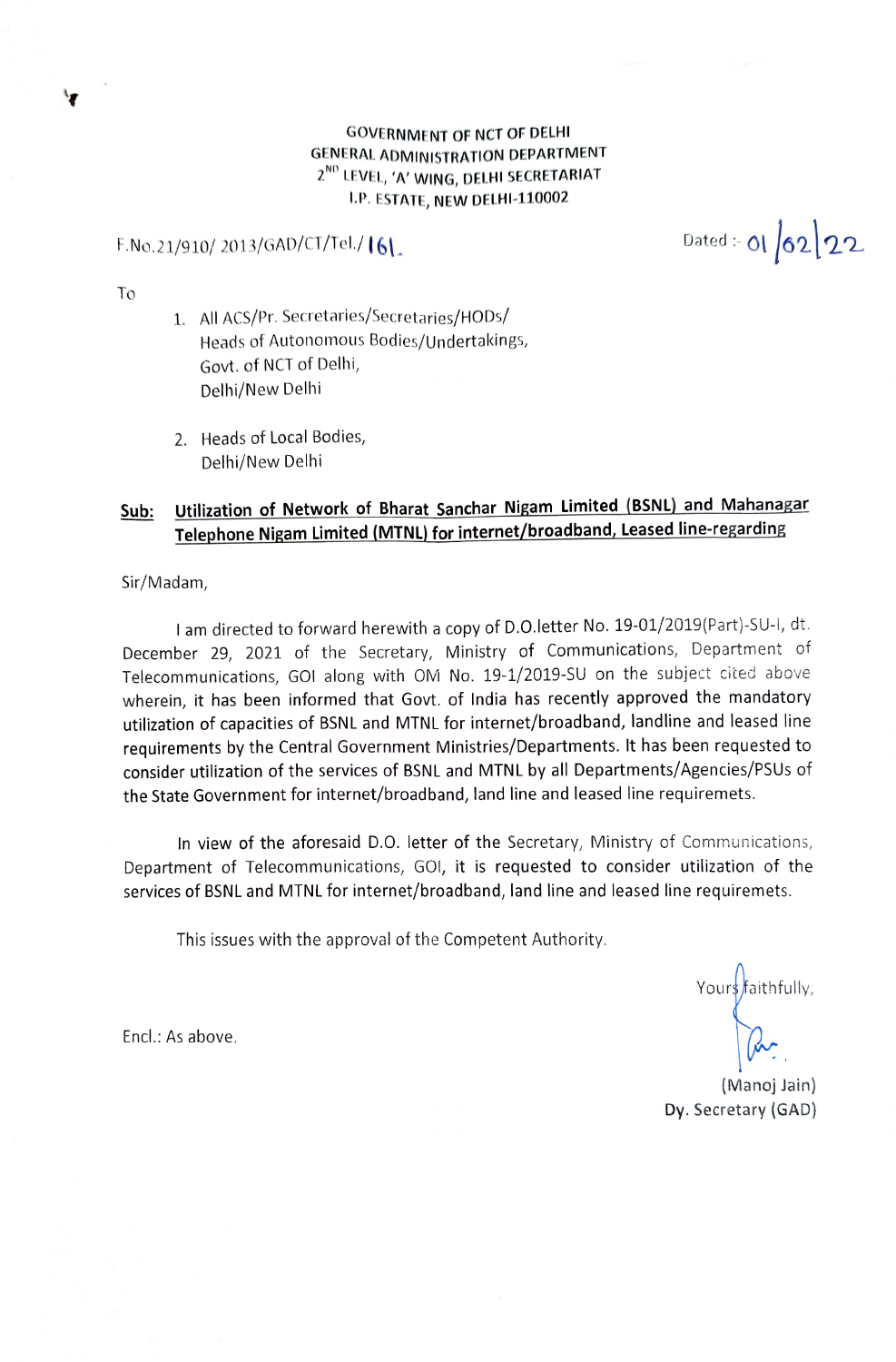GOVERNMENT OF NCT OF DELHI
GENERAL ADMINISTRATION DEPARTMENT
2ND LEVEL, 'A' WING, DELHI SECRETARIAT
I.P. ESTATE, NEW DELHI-110002

F.No.21/910/ 2013/GAD/CT/Tel./ 161.

Dated :- 01/02/22

To

1. All ACS/Pr. Secretaries/Secretaries/HODs/
   Heads of Autonomous Bodies/Undertakings,
   Govt. of NCT of Delhi,
   Delhi/New Delhi

2. Heads of Local Bodies,
   Delhi/New Delhi

**Sub: Utilization of Network of Bharat Sanchar Nigam Limited (BSNL) and Mahanagar Telephone Nigam Limited (MTNL) for internet/broadband, Leased line-regarding**

Sir/Madam,

I am directed to forward herewith a copy of D.O.letter No. 19-01/2019(Part)-SU-I, dt. December 29, 2021 of the Secretary, Ministry of Communications, Department of Telecommunications, GOI along with OM No. 19-1/2019-SU on the subject cited above wherein, it has been informed that Govt. of India has recently approved the mandatory utilization of capacities of BSNL and MTNL for internet/broadband, landline and leased line requirements by the Central Government Ministries/Departments. It has been requested to consider utilization of the services of BSNL and MTNL by all Departments/Agencies/PSUs of the State Government for internet/broadband, land line and leased line requiremets.

In view of the aforesaid D.O. letter of the Secretary, Ministry of Communications, Department of Telecommunications, GOI, it is requested to consider utilization of the services of BSNL and MTNL for internet/broadband, land line and leased line requiremets.

This issues with the approval of the Competent Authority.

Yours faithfully,

(Manoj Jain)
Dy. Secretary (GAD)

Encl.: As above.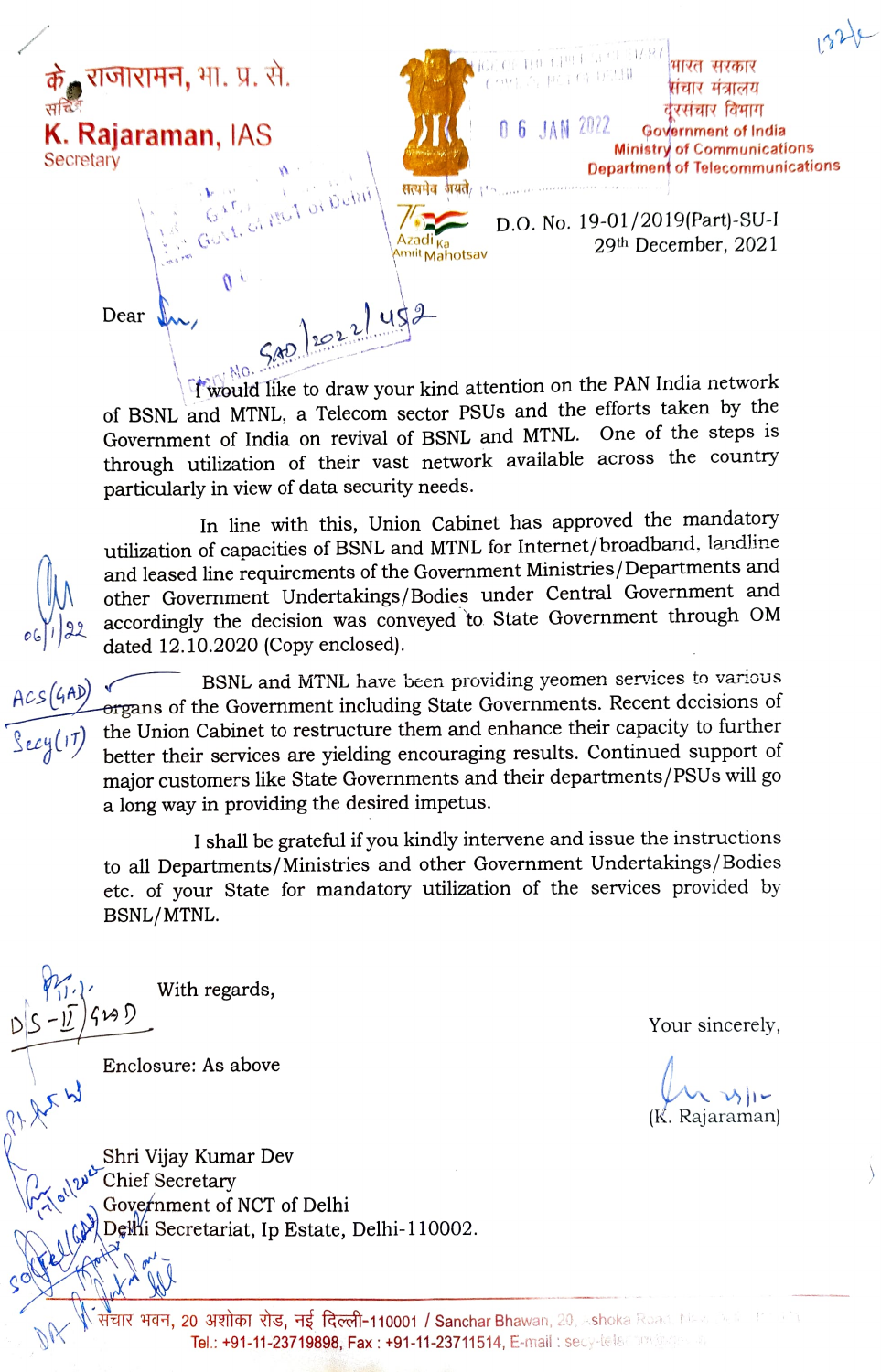के. राजारामन, भा. प्र. से.
सचिव

**K. Rajaraman, IAS**
Secretary

सत्यमेव जयते

भारत सरकार
संचार मंत्रालय
दूरसंचार विभाग
Government of India
Ministry of Communications
Department of Telecommunications

Azadi Ka Amrit Mahotsav

D.O. No. 19-01/2019(Part)-SU-I
29th December, 2021

Dear Sir,

I would like to draw your kind attention on the PAN India network of BSNL and MTNL, a Telecom sector PSUs and the efforts taken by the Government of India on revival of BSNL and MTNL. One of the steps is through utilization of their vast network available across the country particularly in view of data security needs.

In line with this, Union Cabinet has approved the mandatory utilization of capacities of BSNL and MTNL for Internet/broadband, landline and leased line requirements of the Government Ministries/Departments and other Government Undertakings/Bodies under Central Government and accordingly the decision was conveyed to State Government through OM dated 12.10.2020 (Copy enclosed).

BSNL and MTNL have been providing yeomen services to various organs of the Government including State Governments. Recent decisions of the Union Cabinet to restructure them and enhance their capacity to further better their services are yielding encouraging results. Continued support of major customers like State Governments and their departments/PSUs will go a long way in providing the desired impetus.

I shall be grateful if you kindly intervene and issue the instructions to all Departments/Ministries and other Government Undertakings/Bodies etc. of your State for mandatory utilization of the services provided by BSNL/MTNL.

With regards,

Your sincerely,

(K. Rajaraman)

Enclosure: As above

Shri Vijay Kumar Dev
Chief Secretary
Government of NCT of Delhi
Delhi Secretariat, Ip Estate, Delhi-110002.

संचार भवन, 20 अशोका रोड, नई दिल्ली-110001 / Sanchar Bhawan, 20, Ashoka Road, New Delhi-110001
Tel.: +91-11-23719898, Fax : +91-11-23711514, E-mail : secy-telecom@nic.in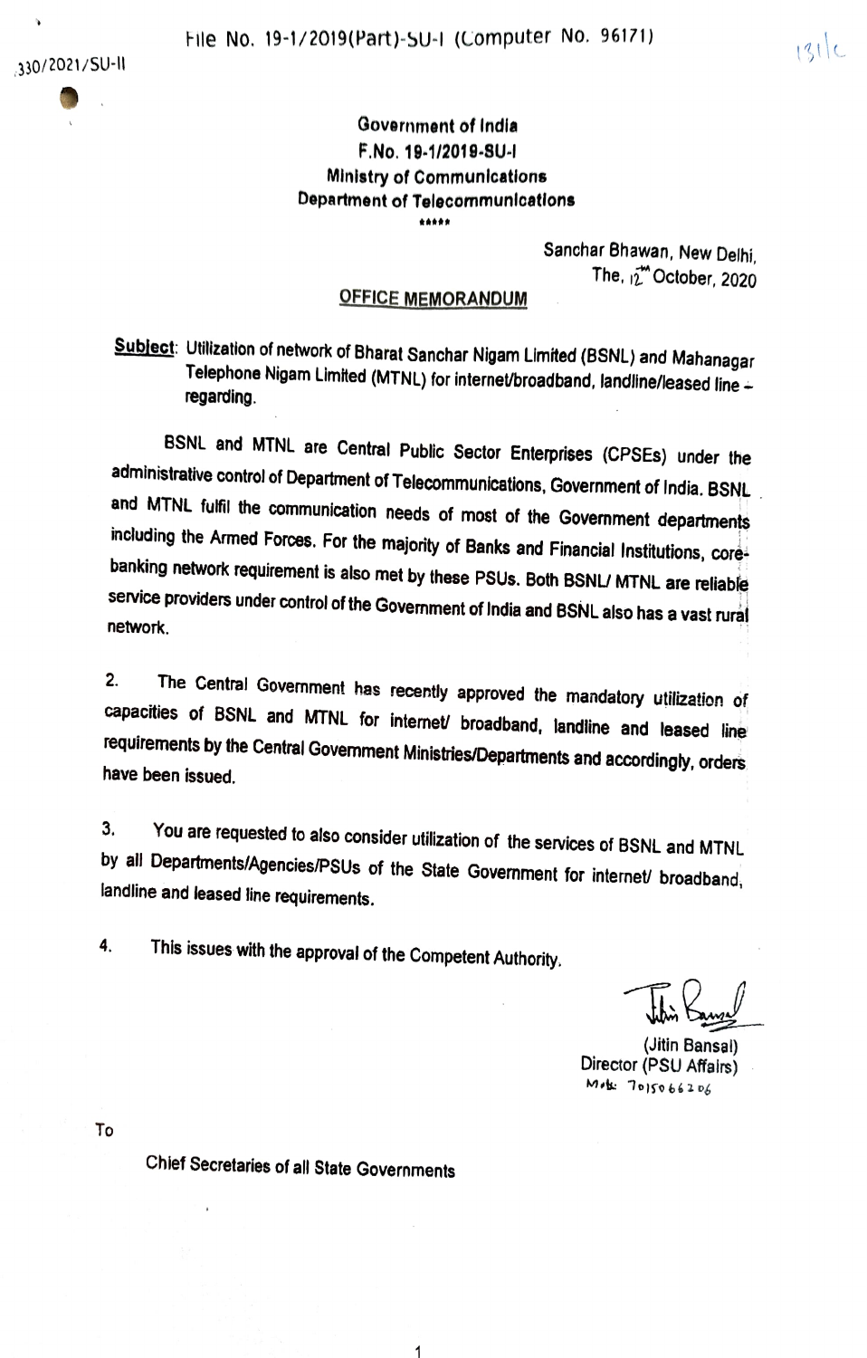File No. 19-1/2019(Part)-SU-I (Computer No. 96171)

330/2021/SU-II

1311c

**Government of India**
**F.No. 19-1/2019-SU-I**
**Ministry of Communications**
**Department of Telecommunications**

*****

Sanchar Bhawan, New Delhi,
The, 12th October, 2020

**OFFICE MEMORANDUM**

**Subject**: Utilization of network of Bharat Sanchar Nigam Limited (BSNL) and Mahanagar Telephone Nigam Limited (MTNL) for internet/broadband, landline/leased line - regarding.

BSNL and MTNL are Central Public Sector Enterprises (CPSEs) under the administrative control of Department of Telecommunications, Government of India. BSNL and MTNL fulfil the communication needs of most of the Government departments including the Armed Forces. For the majority of Banks and Financial Institutions, core-banking network requirement is also met by these PSUs. Both BSNL/ MTNL are reliable service providers under control of the Government of India and BSNL also has a vast rural network.

2. The Central Government has recently approved the mandatory utilization of capacities of BSNL and MTNL for internet/ broadband, landline and leased line requirements by the Central Government Ministries/Departments and accordingly, orders have been issued.

3. You are requested to also consider utilization of the services of BSNL and MTNL by all Departments/Agencies/PSUs of the State Government for internet/ broadband, landline and leased line requirements.

4. This issues with the approval of the Competent Authority.

(Jitin Bansal)
Director (PSU Affairs)
Mob: 7015066206

To

Chief Secretaries of all State Governments